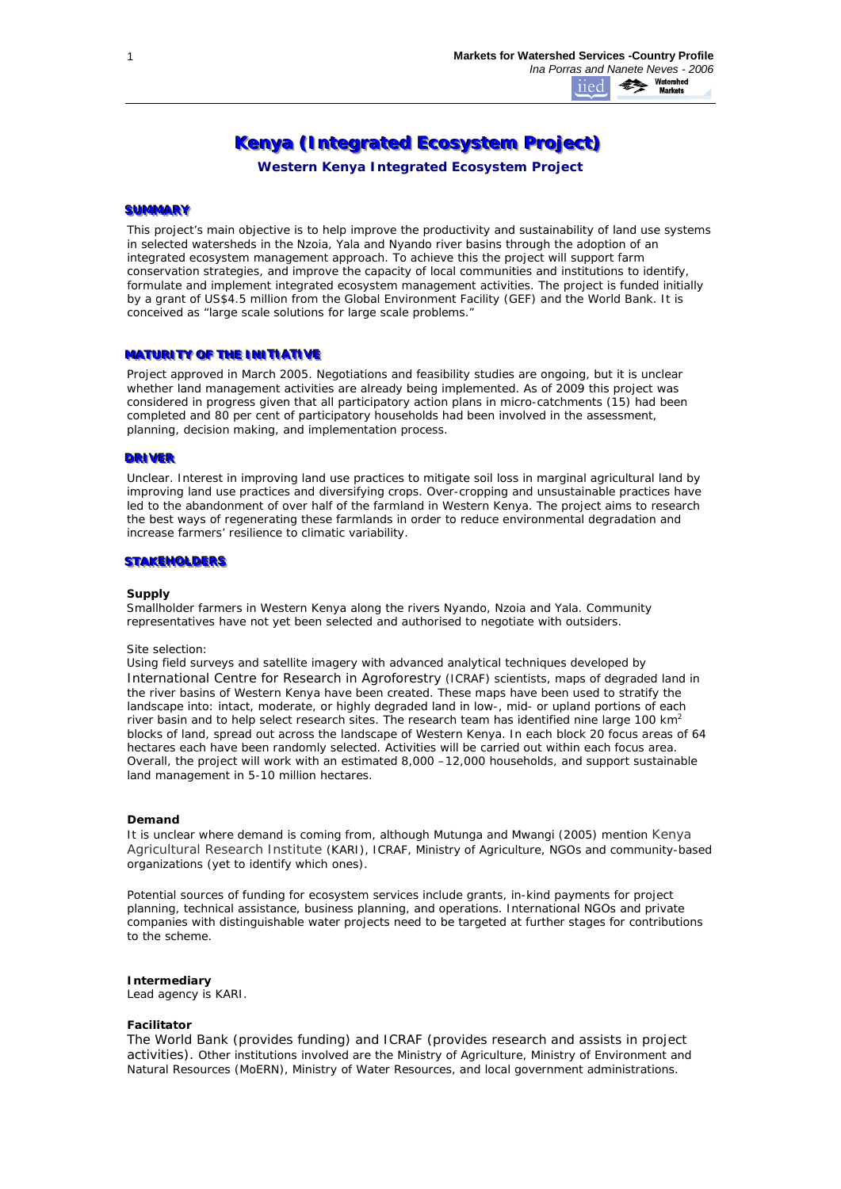# Kenya (Integrated Ecosystem Project)

**Western Kenya Integrated Ecosystem Project**

## SUMMARY

This project's main objective is to help improve the productivity and sustainability of land use systems in selected watersheds in the Nzoia, Yala and Nyando river basins through the adoption of an integrated ecosystem management approach. To achieve this the project will support farm conservation strategies, and improve the capacity of local communities and institutions to identify, formulate and implement integrated ecosystem management activities. The project is funded initially by a grant of US$4.5 million from the Global Environment Facility (GEF) and the World Bank. It is conceived as "large scale solutions for large scale problems."

## MATURITY OF THE INITIATIVE

Project approved in March 2005. Negotiations and feasibility studies are ongoing, but it is unclear whether land management activities are already being implemented. As of 2009 this project was considered in progress given that all participatory action plans in micro-catchments (15) had been completed and 80 per cent of participatory households had been involved in the assessment, planning, decision making, and implementation process.

## DRIVER

Unclear. Interest in improving land use practices to mitigate soil loss in marginal agricultural land by improving land use practices and diversifying crops. Over-cropping and unsustainable practices have led to the abandonment of over half of the farmland in Western Kenya. The project aims to research the best ways of regenerating these farmlands in order to reduce environmental degradation and increase farmers' resilience to climatic variability.

## STAKEHOLDERS

**Supply**

Smallholder farmers in Western Kenya along the rivers Nyando, Nzoia and Yala. Community representatives have not yet been selected and authorised to negotiate with outsiders.

Site selection:

Using field surveys and satellite imagery with advanced analytical techniques developed by International Centre for Research in Agroforestry (ICRAF) scientists, maps of degraded land in the river basins of Western Kenya have been created. These maps have been used to stratify the landscape into: intact, moderate, or highly degraded land in low-, mid- or upland portions of each river basin and to help select research sites. The research team has identified nine large 100 km$^2$ blocks of land, spread out across the landscape of Western Kenya. In each block 20 focus areas of 64 hectares each have been randomly selected. Activities will be carried out within each focus area. Overall, the project will work with an estimated 8,000 –12,000 households, and support sustainable land management in 5-10 million hectares.

**Demand**

It is unclear where demand is coming from, although Mutunga and Mwangi (2005) mention Kenya Agricultural Research Institute (KARI), ICRAF, Ministry of Agriculture, NGOs and community-based organizations (yet to identify which ones).

Potential sources of funding for ecosystem services include grants, in-kind payments for project planning, technical assistance, business planning, and operations. International NGOs and private companies with distinguishable water projects need to be targeted at further stages for contributions to the scheme.

**Intermediary**

Lead agency is KARI.

**Facilitator**

The World Bank (provides funding) and ICRAF (provides research and assists in project activities). Other institutions involved are the Ministry of Agriculture, Ministry of Environment and Natural Resources (MoERN), Ministry of Water Resources, and local government administrations.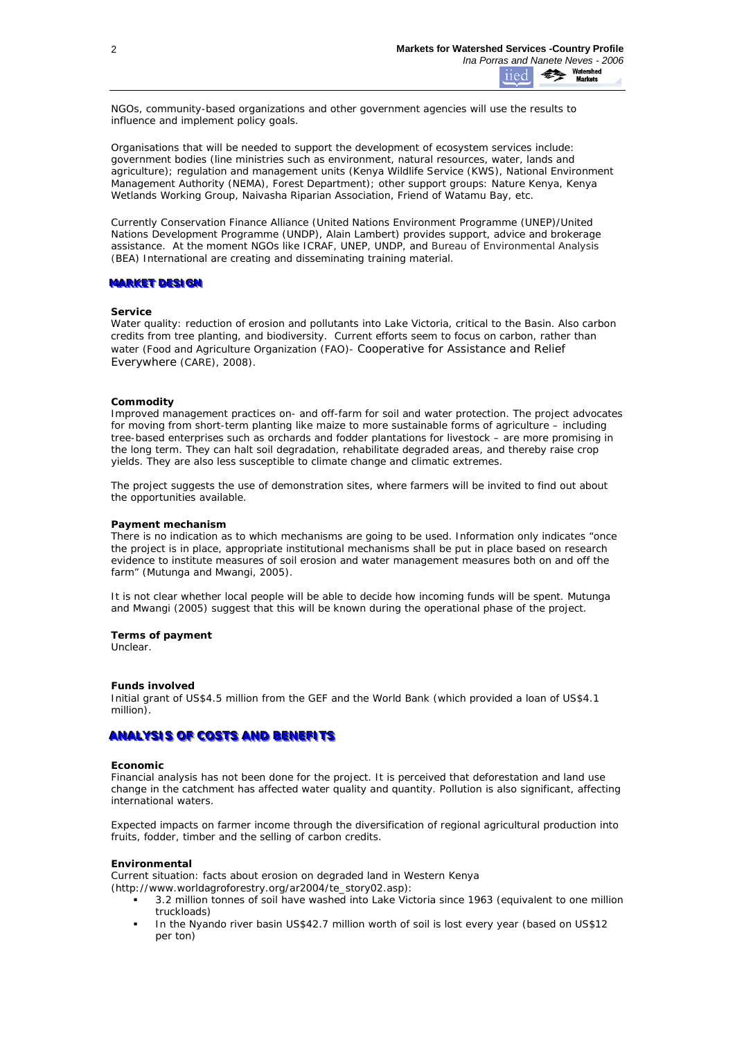NGOs, community-based organizations and other government agencies will use the results to influence and implement policy goals.

Organisations that will be needed to support the development of ecosystem services include: government bodies (line ministries such as environment, natural resources, water, lands and agriculture); regulation and management units (Kenya Wildlife Service (KWS), National Environment Management Authority (NEMA), Forest Department); other support groups: Nature Kenya, Kenya Wetlands Working Group, Naivasha Riparian Association, Friend of Watamu Bay, etc.

Currently Conservation Finance Alliance (United Nations Environment Programme (UNEP)/United Nations Development Programme (UNDP), Alain Lambert) provides support, advice and brokerage assistance. At the moment NGOs like ICRAF, UNEP, UNDP, and Bureau of Environmental Analysis (BEA) International are creating and disseminating training material.

## MARKET DESIGN

**Service**
Water quality: reduction of erosion and pollutants into Lake Victoria, critical to the Basin. Also carbon credits from tree planting, and biodiversity. Current efforts seem to focus on carbon, rather than water (Food and Agriculture Organization (FAO)- Cooperative for Assistance and Relief Everywhere (CARE), 2008).

**Commodity**
Improved management practices on- and off-farm for soil and water protection. The project advocates for moving from short-term planting like maize to more sustainable forms of agriculture – including tree-based enterprises such as orchards and fodder plantations for livestock – are more promising in the long term. They can halt soil degradation, rehabilitate degraded areas, and thereby raise crop yields. They are also less susceptible to climate change and climatic extremes.

The project suggests the use of demonstration sites, where farmers will be invited to find out about the opportunities available.

**Payment mechanism**
There is no indication as to which mechanisms are going to be used. Information only indicates "once the project is in place, appropriate institutional mechanisms shall be put in place based on research evidence to institute measures of soil erosion and water management measures both on and off the farm" (Mutunga and Mwangi, 2005).

It is not clear whether local people will be able to decide how incoming funds will be spent. Mutunga and Mwangi (2005) suggest that this will be known during the operational phase of the project.

**Terms of payment**
Unclear.

**Funds involved**
Initial grant of US$4.5 million from the GEF and the World Bank (which provided a loan of US$4.1 million).

## ANALYSIS OF COSTS AND BENEFITS

**Economic**
Financial analysis has not been done for the project. It is perceived that deforestation and land use change in the catchment has affected water quality and quantity. Pollution is also significant, affecting international waters.

Expected impacts on farmer income through the diversification of regional agricultural production into fruits, fodder, timber and the selling of carbon credits.

**Environmental**
Current situation: facts about erosion on degraded land in Western Kenya (http://www.worldagroforestry.org/ar2004/te_story02.asp):

- 3.2 million tonnes of soil have washed into Lake Victoria since 1963 (equivalent to one million truckloads)
- In the Nyando river basin US$42.7 million worth of soil is lost every year (based on US$12 per ton)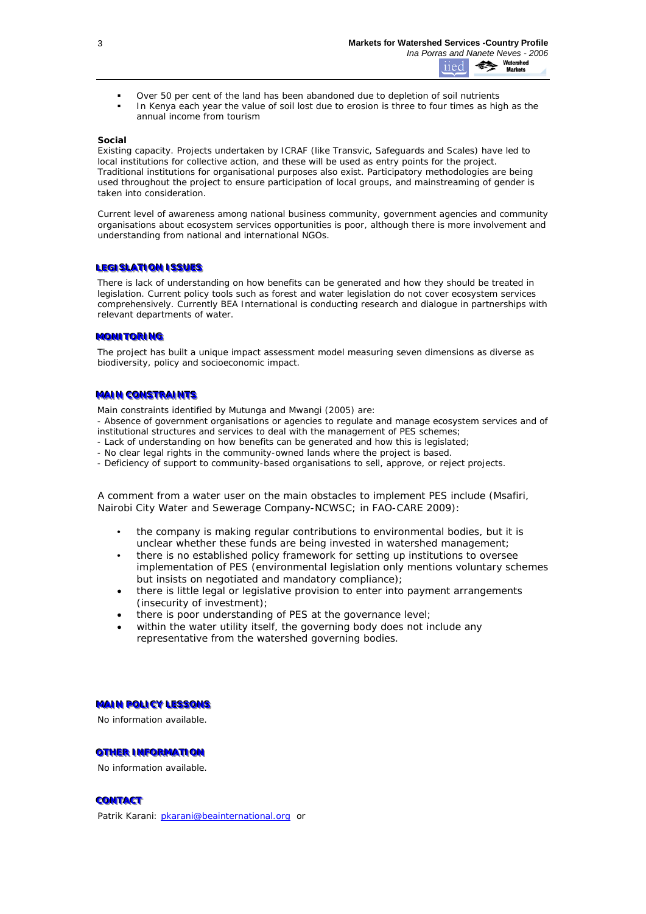- Over 50 per cent of the land has been abandoned due to depletion of soil nutrients
- In Kenya each year the value of soil lost due to erosion is three to four times as high as the annual income from tourism

**Social**

Existing capacity. Projects undertaken by ICRAF (like Transvic, Safeguards and Scales) have led to local institutions for collective action, and these will be used as entry points for the project. Traditional institutions for organisational purposes also exist. Participatory methodologies are being used throughout the project to ensure participation of local groups, and mainstreaming of gender is taken into consideration.

Current level of awareness among national business community, government agencies and community organisations about ecosystem services opportunities is poor, although there is more involvement and understanding from national and international NGOs.

## LEGISLATION ISSUES

There is lack of understanding on how benefits can be generated and how they should be treated in legislation. Current policy tools such as forest and water legislation do not cover ecosystem services comprehensively. Currently BEA International is conducting research and dialogue in partnerships with relevant departments of water.

## MONITORING

The project has built a unique impact assessment model measuring seven dimensions as diverse as biodiversity, policy and socioeconomic impact.

## MAIN CONSTRAINTS

Main constraints identified by Mutunga and Mwangi (2005) are:
- Absence of government organisations or agencies to regulate and manage ecosystem services and of institutional structures and services to deal with the management of PES schemes;
- Lack of understanding on how benefits can be generated and how this is legislated;
- No clear legal rights in the community-owned lands where the project is based.
- Deficiency of support to community-based organisations to sell, approve, or reject projects.

A comment from a water user on the main obstacles to implement PES include (Msafiri, Nairobi City Water and Sewerage Company-NCWSC; in FAO-CARE 2009):

- the company is making regular contributions to environmental bodies, but it is unclear whether these funds are being invested in watershed management;
- there is no established policy framework for setting up institutions to oversee implementation of PES (environmental legislation only mentions voluntary schemes but insists on negotiated and mandatory compliance);
- there is little legal or legislative provision to enter into payment arrangements (insecurity of investment);
- there is poor understanding of PES at the governance level;
- within the water utility itself, the governing body does not include any representative from the watershed governing bodies.

## MAIN POLICY LESSONS

No information available.

## OTHER INFORMATION

No information available.

## CONTACT

Patrik Karani: pkarani@beainternational.org or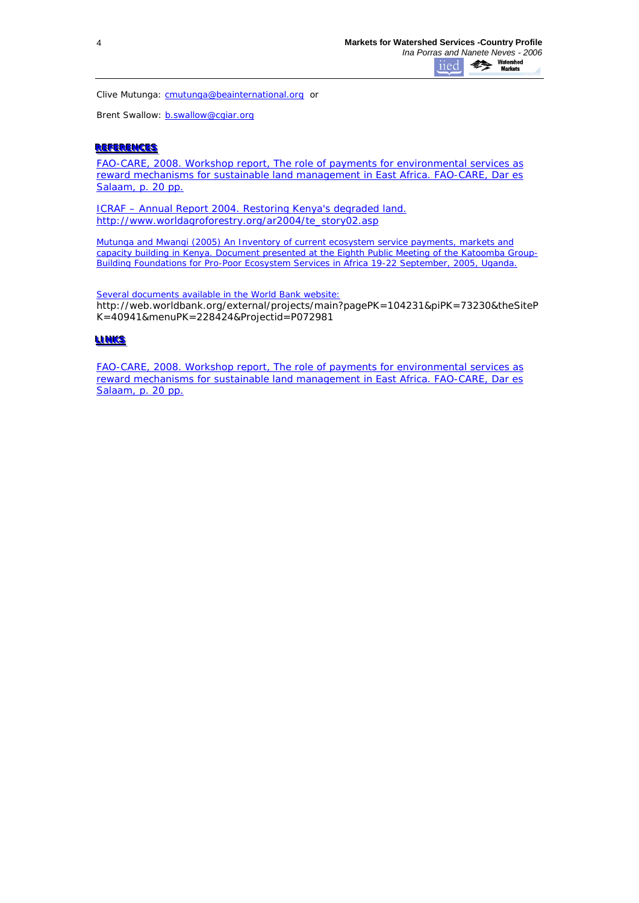Clive Mutunga: cmutunga@beainternational.org or

Brent Swallow: b.swallow@cgiar.org

## REFERENCES

FAO-CARE, 2008. Workshop report, The role of payments for environmental services as reward mechanisms for sustainable land management in East Africa. FAO-CARE, Dar es Salaam, p. 20 pp.

ICRAF – Annual Report 2004. Restoring Kenya's degraded land. http://www.worldagroforestry.org/ar2004/te_story02.asp

Mutunga and Mwangi (2005) An Inventory of current ecosystem service payments, markets and capacity building in Kenya. Document presented at the Eighth Public Meeting of the Katoomba Group-Building Foundations for Pro-Poor Ecosystem Services in Africa 19-22 September, 2005, Uganda.

Several documents available in the World Bank website:
http://web.worldbank.org/external/projects/main?pagePK=104231&piPK=73230&theSitePK=40941&menuPK=228424&Projectid=P072981

## LINKS

FAO-CARE, 2008. Workshop report, The role of payments for environmental services as reward mechanisms for sustainable land management in East Africa. FAO-CARE, Dar es Salaam, p. 20 pp.